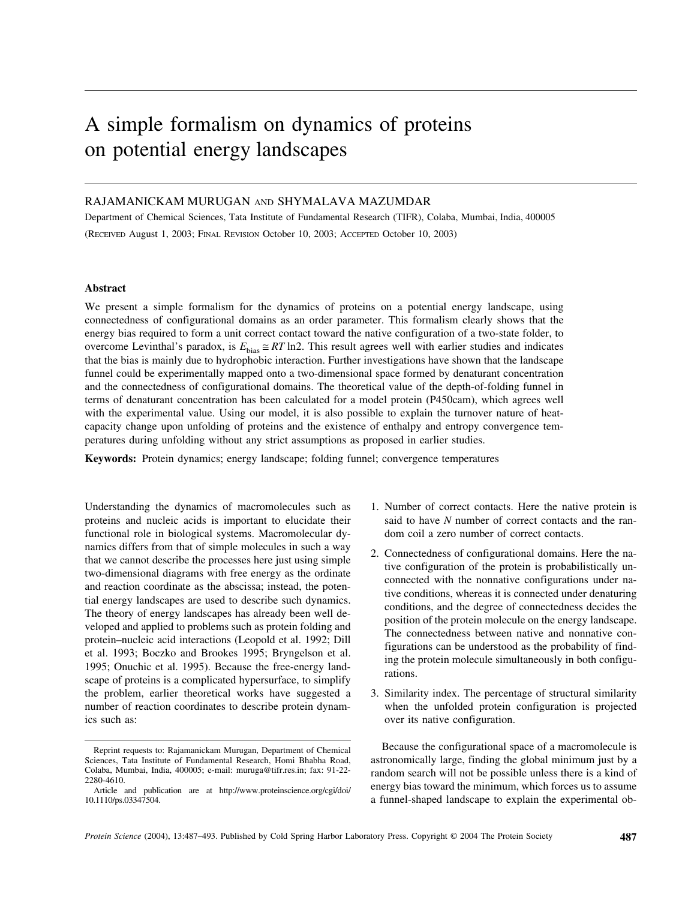# A simple formalism on dynamics of proteins on potential energy landscapes

RAJAMANICKAM MURUGAN AND SHYMALAVA MAZUMDAR

Department of Chemical Sciences, Tata Institute of Fundamental Research (TIFR), Colaba, Mumbai, India, 400005

(RECEIVED August 1, 2003; FINAL REVISION October 10, 2003; ACCEPTED October 10, 2003)

### Abstract

We present a simple formalism for the dynamics of proteins on a potential energy landscape, using connectedness of configurational domains as an order parameter. This formalism clearly shows that the energy bias required to form a unit correct contact toward the native configuration of a two-state folder, to overcome Levinthal's paradox, is $E_{\text{bias}} \cong RT \ln 2$. This result agrees well with earlier studies and indicates that the bias is mainly due to hydrophobic interaction. Further investigations have shown that the landscape funnel could be experimentally mapped onto a two-dimensional space formed by denaturant concentration and the connectedness of configurational domains. The theoretical value of the depth-of-folding funnel in terms of denaturant concentration has been calculated for a model protein (P450cam), which agrees well with the experimental value. Using our model, it is also possible to explain the turnover nature of heat-capacity change upon unfolding of proteins and the existence of enthalpy and entropy convergence temperatures during unfolding without any strict assumptions as proposed in earlier studies.

**Keywords:** Protein dynamics; energy landscape; folding funnel; convergence temperatures

Understanding the dynamics of macromolecules such as proteins and nucleic acids is important to elucidate their functional role in biological systems. Macromolecular dynamics differs from that of simple molecules in such a way that we cannot describe the processes here just using simple two-dimensional diagrams with free energy as the ordinate and reaction coordinate as the abscissa; instead, the potential energy landscapes are used to describe such dynamics. The theory of energy landscapes has already been well developed and applied to problems such as protein folding and protein–nucleic acid interactions (Leopold et al. 1992; Dill et al. 1993; Boczko and Brookes 1995; Bryngelson et al. 1995; Onuchic et al. 1995). Because the free-energy landscape of proteins is a complicated hypersurface, to simplify the problem, earlier theoretical works have suggested a number of reaction coordinates to describe protein dynamics such as:

1. Number of correct contacts. Here the native protein is said to have *N* number of correct contacts and the random coil a zero number of correct contacts.
2. Connectedness of configurational domains. Here the native configuration of the protein is probabilistically unconnected with the nonnative configurations under native conditions, whereas it is connected under denaturing conditions, and the degree of connectedness decides the position of the protein molecule on the energy landscape. The connectedness between native and nonnative configurations can be understood as the probability of finding the protein molecule simultaneously in both configurations.
3. Similarity index. The percentage of structural similarity when the unfolded protein configuration is projected over its native configuration.

Because the configurational space of a macromolecule is astronomically large, finding the global minimum just by a random search will not be possible unless there is a kind of energy bias toward the minimum, which forces us to assume a funnel-shaped landscape to explain the experimental ob-

Reprint requests to: Rajamanickam Murugan, Department of Chemical Sciences, Tata Institute of Fundamental Research, Homi Bhabha Road, Colaba, Mumbai, India, 400005; e-mail: muruga@tifr.res.in; fax: 91-22-2280-4610.

Article and publication are at http://www.proteinscience.org/cgi/doi/10.1110/ps.03347504.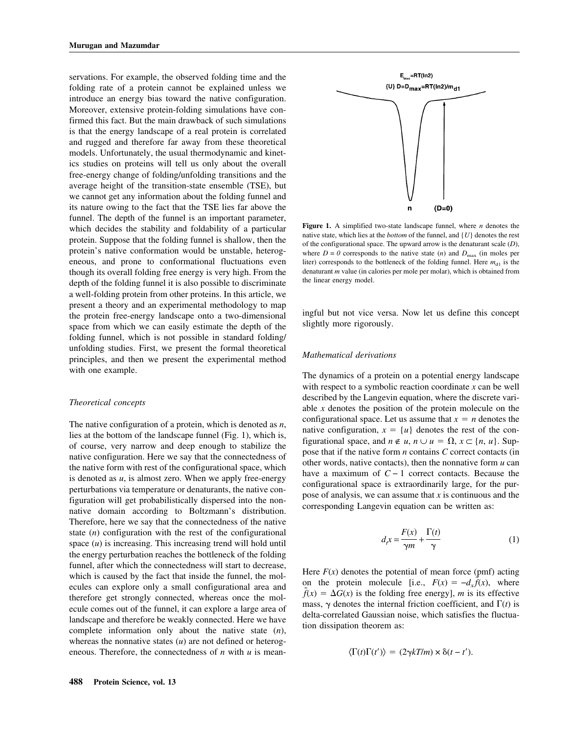servations. For example, the observed folding time and the folding rate of a protein cannot be explained unless we introduce an energy bias toward the native configuration. Moreover, extensive protein-folding simulations have confirmed this fact. But the main drawback of such simulations is that the energy landscape of a real protein is correlated and rugged and therefore far away from these theoretical models. Unfortunately, the usual thermodynamic and kinetics studies on proteins will tell us only about the overall free-energy change of folding/unfolding transitions and the average height of the transition-state ensemble (TSE), but we cannot get any information about the folding funnel and its nature owing to the fact that the TSE lies far above the funnel. The depth of the funnel is an important parameter, which decides the stability and foldability of a particular protein. Suppose that the folding funnel is shallow, then the protein's native conformation would be unstable, heterogeneous, and prone to conformational fluctuations even though its overall folding free energy is very high. From the depth of the folding funnel it is also possible to discriminate a well-folding protein from other proteins. In this article, we present a theory and an experimental methodology to map the protein free-energy landscape onto a two-dimensional space from which we can easily estimate the depth of the folding funnel, which is not possible in standard folding/unfolding studies. First, we present the formal theoretical principles, and then we present the experimental method with one example.

### Theoretical concepts

The native configuration of a protein, which is denoted as $n$, lies at the bottom of the landscape funnel (Fig. 1), which is, of course, very narrow and deep enough to stabilize the native configuration. Here we say that the connectedness of the native form with rest of the configurational space, which is denoted as $u$, is almost zero. When we apply free-energy perturbations via temperature or denaturants, the native configuration will get probabilistically dispersed into the nonnative domain according to Boltzmann's distribution. Therefore, here we say that the connectedness of the native state ($n$) configuration with the rest of the configurational space ($u$) is increasing. This increasing trend will hold until the energy perturbation reaches the bottleneck of the folding funnel, after which the connectedness will start to decrease, which is caused by the fact that inside the funnel, the molecules can explore only a small configurational area and therefore get strongly connected, whereas once the molecule comes out of the funnel, it can explore a large area of landscape and therefore be weakly connected. Here we have complete information only about the native state ($n$), whereas the nonnative states ($u$) are not defined or heterogeneous. Therefore, the connectedness of $n$ with $u$ is meaningful but not vice versa. Now let us define this concept slightly more rigorously.

$E_{bias}$=RT(ln2)

{U} D=$D_{max}$=RT(ln2)/$m_{d1}$

n (D=0)

**Figure 1.** A simplified two-state landscape funnel, where $n$ denotes the native state, which lies at the *bottom* of the funnel, and $\{U\}$ denotes the rest of the configurational space. The upward arrow is the denaturant scale ($D$), where $D = 0$ corresponds to the native state ($n$) and $D_{\max}$ (in moles per liter) corresponds to the bottleneck of the folding funnel. Here $m_{d1}$ is the denaturant $m$ value (in calories per mole per molar), which is obtained from the linear energy model.

### Mathematical derivations

The dynamics of a protein on a potential energy landscape with respect to a symbolic reaction coordinate $x$ can be well described by the Langevin equation, where the discrete variable $x$ denotes the position of the protein molecule on the configurational space. Let us assume that $x = n$ denotes the native configuration, $x = \{u\}$ denotes the rest of the configurational space, and $n \notin u$, $n \cup u = \Omega$, $x \subset \{n, u\}$. Suppose that if the native form $n$ contains $C$ correct contacts (in other words, native contacts), then the nonnative form $u$ can have a maximum of $C - 1$ correct contacts. Because the configurational space is extraordinarily large, for the purpose of analysis, we can assume that $x$ is continuous and the corresponding Langevin equation can be written as:

$$d_t x = \frac{F(x)}{\gamma m} + \frac{\Gamma(t)}{\gamma} \tag{1}$$

Here $F(x)$ denotes the potential of mean force (pmf) acting on the protein molecule [i.e., $F(x) = -d_x \tilde{f}(x)$, where $\tilde{f}(x) = \Delta G(x)$ is the folding free energy], $m$ is its effective mass, $\gamma$ denotes the internal friction coefficient, and $\Gamma(t)$ is delta-correlated Gaussian noise, which satisfies the fluctuation dissipation theorem as:

$$\langle \Gamma(t)\Gamma(t') \rangle = (2\gamma kT/m) \times \delta(t - t').$$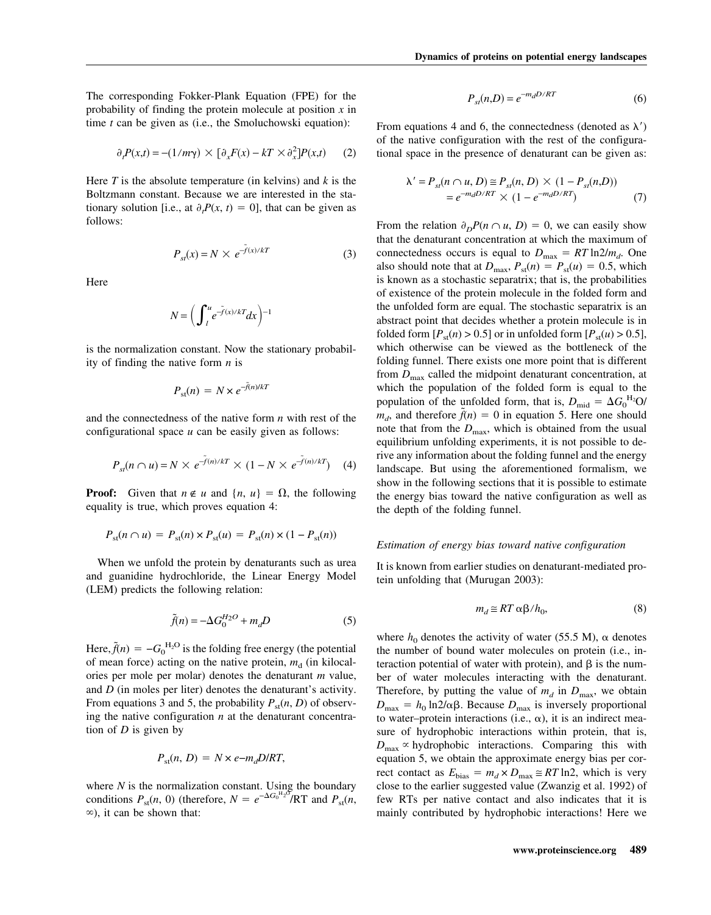The corresponding Fokker-Plank Equation (FPE) for the probability of finding the protein molecule at position $x$ in time $t$ can be given as (i.e., the Smoluchowski equation):

$$\partial_t P(x,t) = -(1/m\gamma) \times [\partial_x F(x) - kT \times \partial_x^2] P(x,t) \quad (2)$$

Here $T$ is the absolute temperature (in kelvins) and $k$ is the Boltzmann constant. Because we are interested in the stationary solution [i.e., at $\partial_t P(x, t) = 0$], that can be given as follows:

$$P_{st}(x) = N \times e^{-\tilde{f}(x)/kT} \quad (3)$$

Here

$$N = \left( \int_l^u e^{-\tilde{f}(x)/kT} dx \right)^{-1}$$

is the normalization constant. Now the stationary probability of finding the native form $n$ is

$$P_{st}(n) = N \times e^{-\tilde{f}(n)/kT}$$

and the connectedness of the native form $n$ with rest of the configurational space $u$ can be easily given as follows:

$$P_{st}(n \cap u) = N \times e^{-\tilde{f}(n)/kT} \times (1 - N \times e^{-\tilde{f}(n)/kT}) \quad (4)$$

**Proof:** Given that $n \notin u$ and $\{n, u\} = \Omega$, the following equality is true, which proves equation 4:

$$P_{st}(n \cap u) = P_{st}(n) \times P_{st}(u) = P_{st}(n) \times (1 - P_{st}(n))$$

When we unfold the protein by denaturants such as urea and guanidine hydrochloride, the Linear Energy Model (LEM) predicts the following relation:

$$\tilde{f}(n) = -\Delta G_0^{H_2O} + m_d D \quad (5)$$

Here, $\tilde{f}(n) = -G_0^{H_2O}$ is the folding free energy (the potential of mean force) acting on the native protein, $m_d$ (in kilocalories per mole per molar) denotes the denaturant $m$ value, and $D$ (in moles per liter) denotes the denaturant's activity. From equations 3 and 5, the probability $P_{st}(n, D)$ of observing the native configuration $n$ at the denaturant concentration of $D$ is given by

$$P_{st}(n, D) = N \times e{-}m_d D/RT,$$

where $N$ is the normalization constant. Using the boundary conditions $P_{st}(n, 0)$ (therefore, $N = e^{-\Delta G_0^{H_2O}}/RT$ and $P_{st}(n, \infty)$), it can be shown that:

$$P_{st}(n,D) = e^{-m_d D/RT} \quad (6)$$

From equations 4 and 6, the connectedness (denoted as $\lambda'$) of the native configuration with the rest of the configurational space in the presence of denaturant can be given as:

$$\begin{aligned}\lambda' = P_{st}(n \cap u, D) &\cong P_{st}(n, D) \times (1 - P_{st}(n,D)) \\ &= e^{-m_d D/RT} \times (1 - e^{-m_d D/RT})\end{aligned} \quad (7)$$

From the relation $\partial_D P(n \cap u, D) = 0$, we can easily show that the denaturant concentration at which the maximum of connectedness occurs is equal to $D_{max} = RT \ln 2/m_d$. One also should note that at $D_{max}$, $P_{st}(n) = P_{st}(u) = 0.5$, which is known as a stochastic separatrix; that is, the probabilities of existence of the protein molecule in the folded form and the unfolded form are equal. The stochastic separatrix is an abstract point that decides whether a protein molecule is in folded form [$P_{st}(n) > 0.5$] or in unfolded form [$P_{st}(u) > 0.5$], which otherwise can be viewed as the bottleneck of the folding funnel. There exists one more point that is different from $D_{max}$ called the midpoint denaturant concentration, at which the population of the folded form is equal to the population of the unfolded form, that is, $D_{mid} = \Delta G_0^{H_2O}/m_d$, and therefore $\tilde{f}(n) = 0$ in equation 5. Here one should note that from the $D_{max}$, which is obtained from the usual equilibrium unfolding experiments, it is not possible to derive any information about the folding funnel and the energy landscape. But using the aforementioned formalism, we show in the following sections that it is possible to estimate the energy bias toward the native configuration as well as the depth of the folding funnel.

### *Estimation of energy bias toward native configuration*

It is known from earlier studies on denaturant-mediated protein unfolding that (Murugan 2003):

$$m_d \cong RT\, \alpha\beta/h_0, \quad (8)$$

where $h_0$ denotes the activity of water (55.5 M), $\alpha$ denotes the number of bound water molecules on protein (i.e., interaction potential of water with protein), and $\beta$ is the number of water molecules interacting with the denaturant. Therefore, by putting the value of $m_d$ in $D_{max}$, we obtain $D_{max} = h_0 \ln 2/\alpha\beta$. Because $D_{max}$ is inversely proportional to water–protein interactions (i.e., $\alpha$), it is an indirect measure of hydrophobic interactions within protein, that is, $D_{max} \propto$ hydrophobic interactions. Comparing this with equation 5, we obtain the approximate energy bias per correct contact as $E_{bias} = m_d \times D_{max} \cong RT \ln 2$, which is very close to the earlier suggested value (Zwanzig et al. 1992) of few RTs per native contact and also indicates that it is mainly contributed by hydrophobic interactions! Here we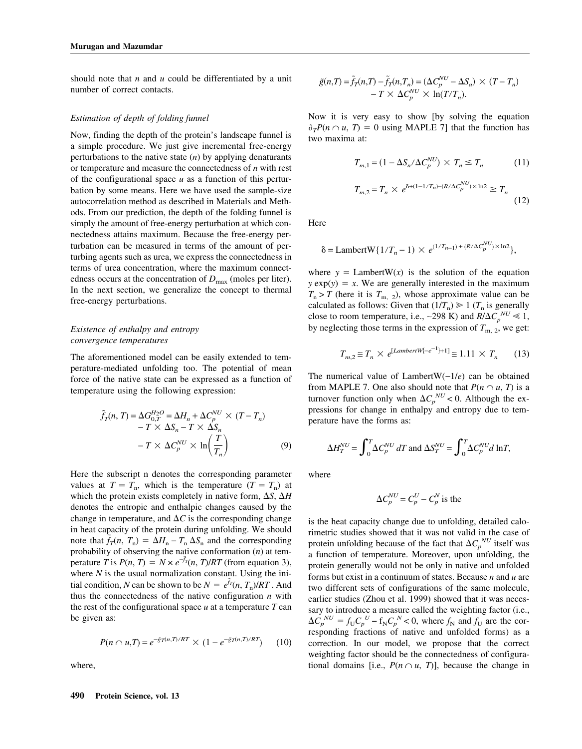should note that $n$ and $u$ could be differentiated by a unit number of correct contacts.

### Estimation of depth of folding funnel

Now, finding the depth of the protein's landscape funnel is a simple procedure. We just give incremental free-energy perturbations to the native state ($n$) by applying denaturants or temperature and measure the connectedness of $n$ with rest of the configurational space $u$ as a function of this perturbation by some means. Here we have used the sample-size autocorrelation method as described in Materials and Methods. From our prediction, the depth of the folding funnel is simply the amount of free-energy perturbation at which connectedness attains maximum. Because the free-energy perturbation can be measured in terms of the amount of perturbing agents such as urea, we express the connectedness in terms of urea concentration, where the maximum connectedness occurs at the concentration of $D_{\max}$ (moles per liter). In the next section, we generalize the concept to thermal free-energy perturbations.

### Existence of enthalpy and entropy convergence temperatures

The aforementioned model can be easily extended to temperature-mediated unfolding too. The potential of mean force of the native state can be expressed as a function of temperature using the following expression:

$$\tilde{f}_T(n, T) = \Delta G_{0,T}^{H_2O} = \Delta H_n + \Delta C_p^{NU} \times (T - T_n) - T \times \Delta S_n - T \times \Delta S_n - T \times \Delta C_p^{NU} \times \ln\left(\frac{T}{T_n}\right) \tag{9}$$

Here the subscript n denotes the corresponding parameter values at $T = T_n$, which is the temperature ($T = T_n$) at which the protein exists completely in native form, $\Delta S$, $\Delta H$ denotes the entropic and enthalpic changes caused by the change in temperature, and $\Delta C$ is the corresponding change in heat capacity of the protein during unfolding. We should note that $\tilde{f}_T(n, T_n) = \Delta H_n - T_n \Delta S_n$ and the corresponding probability of observing the native conformation ($n$) at temperature $T$ is $P(n, T) = N \times e^{-\tilde{f}_T}(n, T)/RT$ (from equation 3), where $N$ is the usual normalization constant. Using the initial condition, $N$ can be shown to be $N = e^{\tilde{f}_T}(n, T_n)/RT$. And thus the connectedness of the native configuration $n$ with the rest of the configurational space $u$ at a temperature $T$ can be given as:

$$P(n \cap u, T) = e^{-\tilde{g}_T(n,T)/RT} \times (1 - e^{-\tilde{g}_T(n,T)/RT}) \tag{10}$$

where,

$$\tilde{g}(n,T) = \tilde{f}_T(n,T) - \tilde{f}_T(n,T_n) = (\Delta C_p^{NU} - \Delta S_a) \times (T - T_n) - T \times \Delta C_p^{NU} \times \ln(T/T_n).$$

Now it is very easy to show [by solving the equation $\partial_T P(n \cap u, T) = 0$ using MAPLE 7] that the function has two maxima at:

$$T_{m,1} = (1 - \Delta S_n/\Delta C_p^{NU}) \times T_n \leq T_n \tag{11}$$

$$T_{m,2} = T_n \times e^{\delta + (1 - 1/T_n) - (R/\Delta C_p^{NU}) \times \ln 2} \geq T_n \tag{12}$$

Here

$$\delta = \text{LambertW}\{1/T_n - 1) \times e^{(1/T_n - 1) + (R/\Delta C_p^{NU}) \times \ln 2}\},$$

where $y = \text{LambertW}(x)$ is the solution of the equation $y \exp(y) = x$. We are generally interested in the maximum $T_n > T$ (here it is $T_{m,\,2}$), whose approximate value can be calculated as follows: Given that $(1/T_n) \gg 1$ ($T_n$ is generally close to room temperature, i.e., ~298 K) and $R/\Delta C_p^{NU} \ll 1$, by neglecting those terms in the expression of $T_{m,\,2}$, we get:

$$T_{m,2} \cong T_n \times e^{[\text{LambertW}\{-e^{-1}\}+1]} \cong 1.11 \times T_n \tag{13}$$

The numerical value of LambertW$(-1/e)$ can be obtained from MAPLE 7. One also should note that $P(n \cap u, T)$ is a turnover function only when $\Delta C_p^{NU} < 0$. Although the expressions for change in enthalpy and entropy due to temperature have the forms as:

$$\Delta H_T^{NU} = \int_0^T \Delta C_p^{NU}\, dT \text{ and } \Delta S_T^{NU} = \int_0^T \Delta C_p^{NU}\, d\ln T,$$

where

$$\Delta C_p^{NU} = C_p^U - C_p^N \text{ is the}$$

is the heat capacity change due to unfolding, detailed calorimetric studies showed that it was not valid in the case of protein unfolding because of the fact that $\Delta C_p^{NU}$ itself was a function of temperature. Moreover, upon unfolding, the protein generally would not be only in native and unfolded forms but exist in a continuum of states. Because $n$ and $u$ are two different sets of configurations of the same molecule, earlier studies (Zhou et al. 1999) showed that it was necessary to introduce a measure called the weighting factor (i.e., $\Delta C_p^{NU} = f_U C_p^U - f_N C_p^N < 0$, where $f_N$ and $f_U$ are the corresponding fractions of native and unfolded forms) as a correction. In our model, we propose that the correct weighting factor should be the connectedness of configurational domains [i.e., $P(n \cap u, T)$], because the change in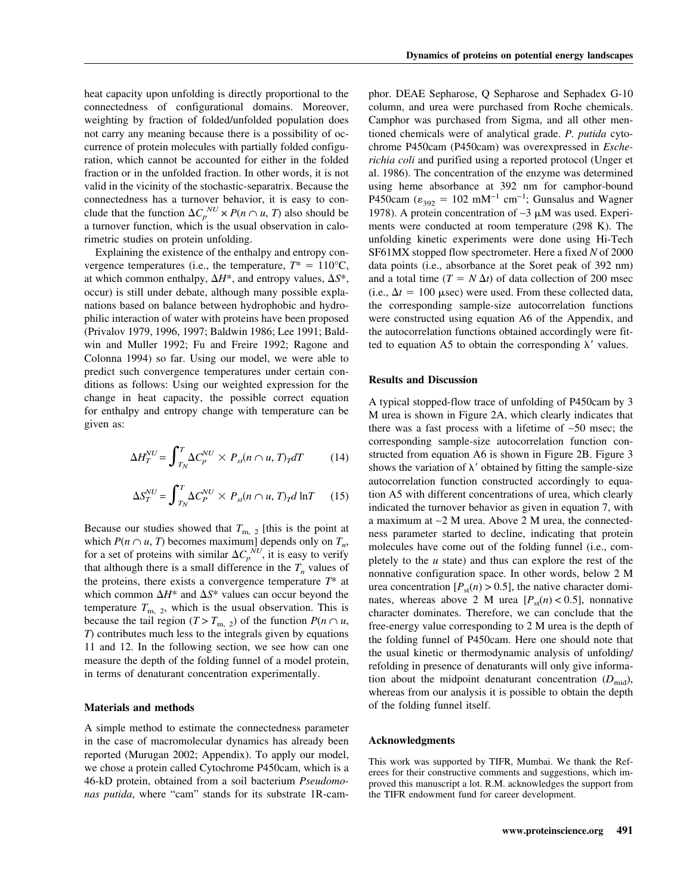heat capacity upon unfolding is directly proportional to the connectedness of configurational domains. Moreover, weighting by fraction of folded/unfolded population does not carry any meaning because there is a possibility of occurrence of protein molecules with partially folded configuration, which cannot be accounted for either in the folded fraction or in the unfolded fraction. In other words, it is not valid in the vicinity of the stochastic-separatrix. Because the connectedness has a turnover behavior, it is easy to conclude that the function $\Delta C_p^{NU} \times P(n \cap u, T)$ also should be a turnover function, which is the usual observation in calorimetric studies on protein unfolding.

Explaining the existence of the enthalpy and entropy convergence temperatures (i.e., the temperature, $T^* = 110°C$, at which common enthalpy, $\Delta H^*$, and entropy values, $\Delta S^*$, occur) is still under debate, although many possible explanations based on balance between hydrophobic and hydrophilic interaction of water with proteins have been proposed (Privalov 1979, 1996, 1997; Baldwin 1986; Lee 1991; Baldwin and Muller 1992; Fu and Freire 1992; Ragone and Colonna 1994) so far. Using our model, we were able to predict such convergence temperatures under certain conditions as follows: Using our weighted expression for the change in heat capacity, the possible correct equation for enthalpy and entropy change with temperature can be given as:

$$\Delta H_T^{NU} = \int_{T_N}^{T} \Delta C_p^{NU} \times P_{st}(n \cap u, T)_T dT \tag{14}$$

$$\Delta S_T^{NU} = \int_{T_N}^{T} \Delta C_P^{NU} \times P_{st}(n \cap u, T)_T d \ln T \tag{15}$$

Because our studies showed that $T_{m,\,2}$ [this is the point at which $P(n \cap u, T)$ becomes maximum] depends only on $T_n$, for a set of proteins with similar $\Delta C_p^{NU}$, it is easy to verify that although there is a small difference in the $T_n$ values of the proteins, there exists a convergence temperature $T^*$ at which common $\Delta H^*$ and $\Delta S^*$ values can occur beyond the temperature $T_{m,\,2}$, which is the usual observation. This is because the tail region ($T > T_{m,\,2}$) of the function $P(n \cap u, T)$ contributes much less to the integrals given by equations 11 and 12. In the following section, we see how can one measure the depth of the folding funnel of a model protein, in terms of denaturant concentration experimentally.

## Materials and methods

A simple method to estimate the connectedness parameter in the case of macromolecular dynamics has already been reported (Murugan 2002; Appendix). To apply our model, we chose a protein called Cytochrome P450cam, which is a 46-kD protein, obtained from a soil bacterium *Pseudomonas putida*, where "cam" stands for its substrate 1R-camphor. DEAE Sepharose, Q Sepharose and Sephadex G-10 column, and urea were purchased from Roche chemicals. Camphor was purchased from Sigma, and all other mentioned chemicals were of analytical grade. *P. putida* cytochrome P450cam (P450cam) was overexpressed in *Escherichia coli* and purified using a reported protocol (Unger et al. 1986). The concentration of the enzyme was determined using heme absorbance at 392 nm for camphor-bound P450cam ($\varepsilon_{392}$ = 102 $mM^{-1}$ $cm^{-1}$; Gunsalus and Wagner 1978). A protein concentration of ~3 μM was used. Experiments were conducted at room temperature (298 K). The unfolding kinetic experiments were done using Hi-Tech SF61MX stopped flow spectrometer. Here a fixed $N$ of 2000 data points (i.e., absorbance at the Soret peak of 392 nm) and a total time ($T = N\,\Delta t$) of data collection of 200 msec (i.e., $\Delta t$ = 100 μsec) were used. From these collected data, the corresponding sample-size autocorrelation functions were constructed using equation A6 of the Appendix, and the autocorrelation functions obtained accordingly were fitted to equation A5 to obtain the corresponding $\lambda'$ values.

## Results and Discussion

A typical stopped-flow trace of unfolding of P450cam by 3 M urea is shown in Figure 2A, which clearly indicates that there was a fast process with a lifetime of ~50 msec; the corresponding sample-size autocorrelation function constructed from equation A6 is shown in Figure 2B. Figure 3 shows the variation of $\lambda'$ obtained by fitting the sample-size autocorrelation function constructed accordingly to equation A5 with different concentrations of urea, which clearly indicated the turnover behavior as given in equation 7, with a maximum at ~2 M urea. Above 2 M urea, the connectedness parameter started to decline, indicating that protein molecules have come out of the folding funnel (i.e., completely to the $u$ state) and thus can explore the rest of the nonnative configuration space. In other words, below 2 M urea concentration [$P_{st}(n) > 0.5$], the native character dominates, whereas above 2 M urea [$P_{st}(n) < 0.5$], nonnative character dominates. Therefore, we can conclude that the free-energy value corresponding to 2 M urea is the depth of the folding funnel of P450cam. Here one should note that the usual kinetic or thermodynamic analysis of unfolding/refolding in presence of denaturants will only give information about the midpoint denaturant concentration ($D_{mid}$), whereas from our analysis it is possible to obtain the depth of the folding funnel itself.

## Acknowledgments

This work was supported by TIFR, Mumbai. We thank the Referees for their constructive comments and suggestions, which improved this manuscript a lot. R.M. acknowledges the support from the TIFR endowment fund for career development.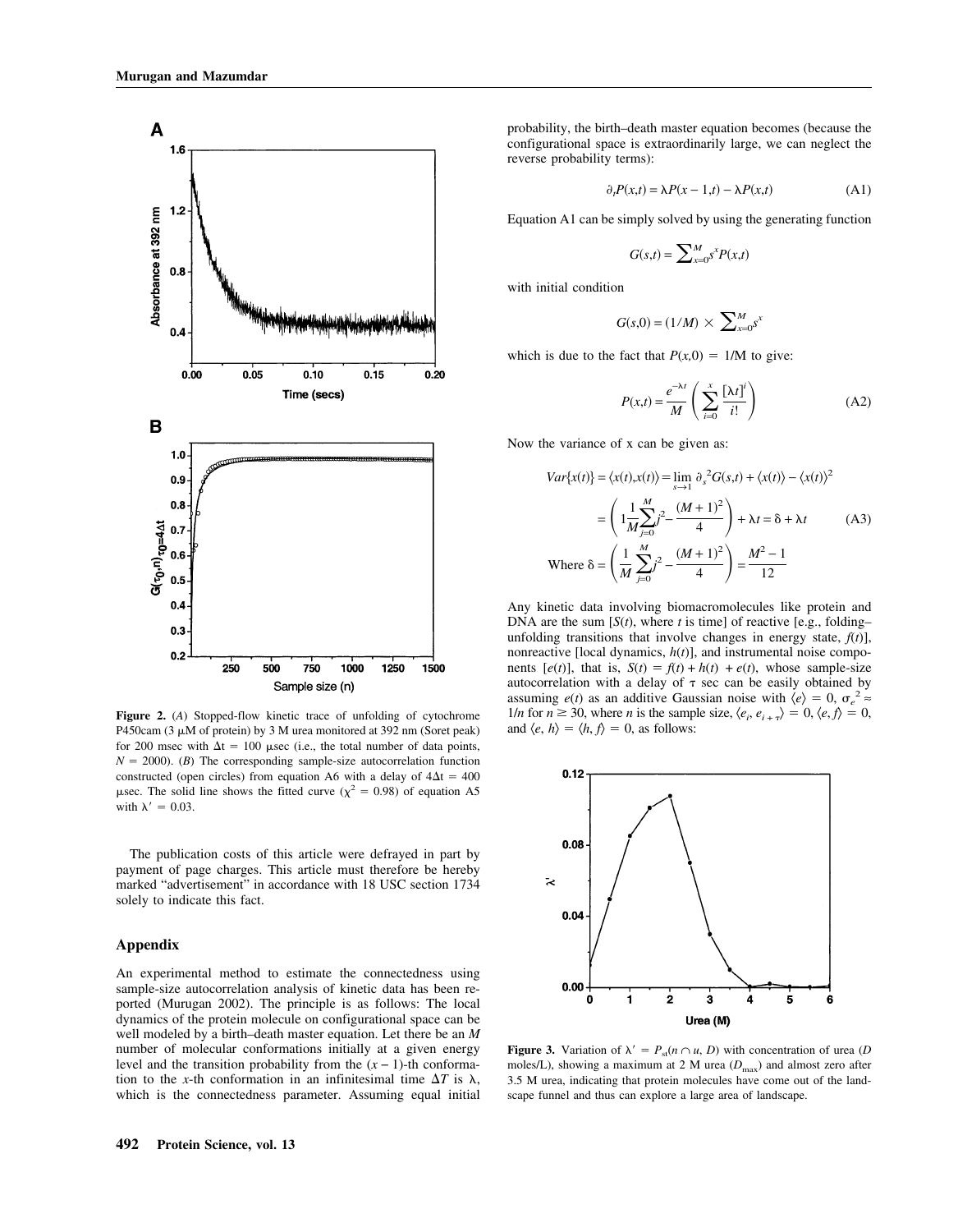**Figure 2.** (*A*) Stopped-flow kinetic trace of unfolding of cytochrome P450cam (3 μM of protein) by 3 M urea monitored at 392 nm (Soret peak) for 200 msec with $\Delta t$ = 100 μsec (i.e., the total number of data points, $N$ = 2000). (*B*) The corresponding sample-size autocorrelation function constructed (open circles) from equation A6 with a delay of $4\Delta t$ = 400 μsec. The solid line shows the fitted curve ($\chi^2$ = 0.98) of equation A5 with $\lambda'$ = 0.03.

The publication costs of this article were defrayed in part by payment of page charges. This article must therefore be hereby marked "advertisement" in accordance with 18 USC section 1734 solely to indicate this fact.

## Appendix

An experimental method to estimate the connectedness using sample-size autocorrelation analysis of kinetic data has been reported (Murugan 2002). The principle is as follows: The local dynamics of the protein molecule on configurational space can be well modeled by a birth–death master equation. Let there be an $M$ number of molecular conformations initially at a given energy level and the transition probability from the $(x-1)$-th conformation to the $x$-th conformation in an infinitesimal time $\Delta T$ is $\lambda$, which is the connectedness parameter. Assuming equal initial probability, the birth–death master equation becomes (because the configurational space is extraordinarily large, we can neglect the reverse probability terms):

$$\partial_t P(x,t) = \lambda P(x-1,t) - \lambda P(x,t) \tag{A1}$$

Equation A1 can be simply solved by using the generating function

$$G(s,t) = \sum_{x=0}^{M} s^x P(x,t)$$

with initial condition

$$G(s,0) = (1/M) \times \sum_{x=0}^{M} s^x$$

which is due to the fact that $P(x,0) = 1/M$ to give:

$$P(x,t) = \frac{e^{-\lambda t}}{M}\left(\sum_{i=0}^{x}\frac{[\lambda t]^i}{i!}\right) \tag{A2}$$

Now the variance of x can be given as:

$$\begin{aligned} Var\{x(t)\} = \langle x(t), x(t)\rangle &= \lim_{s\to 1}\partial_s^{\,2} G(s,t) + \langle x(t)\rangle - \langle x(t)\rangle^2 \\ &= \left(1\frac{1}{M}\sum_{j=0}^{M} j^2 - \frac{(M+1)^2}{4}\right) + \lambda t = \delta + \lambda t \end{aligned} \tag{A3}$$

$$\text{Where } \delta = \left(\frac{1}{M}\sum_{j=0}^{M} j^2 - \frac{(M+1)^2}{4}\right) = \frac{M^2-1}{12}$$

Any kinetic data involving biomacromolecules like protein and DNA are the sum [$S(t)$, where $t$ is time] of reactive [e.g., folding–unfolding transitions that involve changes in energy state, $f(t)$], nonreactive [local dynamics, $h(t)$], and instrumental noise components [$e(t)$], that is, $S(t) = f(t) + h(t) + e(t)$, whose sample-size autocorrelation with a delay of $\tau$ sec can be easily obtained by assuming $e(t)$ as an additive Gaussian noise with $\langle e\rangle = 0$, $\sigma_e^{\,2} \approx 1/n$ for $n \gtrsim 30$, where $n$ is the sample size, $\langle e_i, e_{i+\tau}\rangle = 0$, $\langle e, f\rangle = 0$, and $\langle e, h\rangle = \langle h, f\rangle = 0$, as follows:

**Figure 3.** Variation of $\lambda' = P_{st}(n \cap u, D)$ with concentration of urea ($D$ moles/L), showing a maximum at 2 M urea ($D_{max}$) and almost zero after 3.5 M urea, indicating that protein molecules have come out of the landscape funnel and thus can explore a large area of landscape.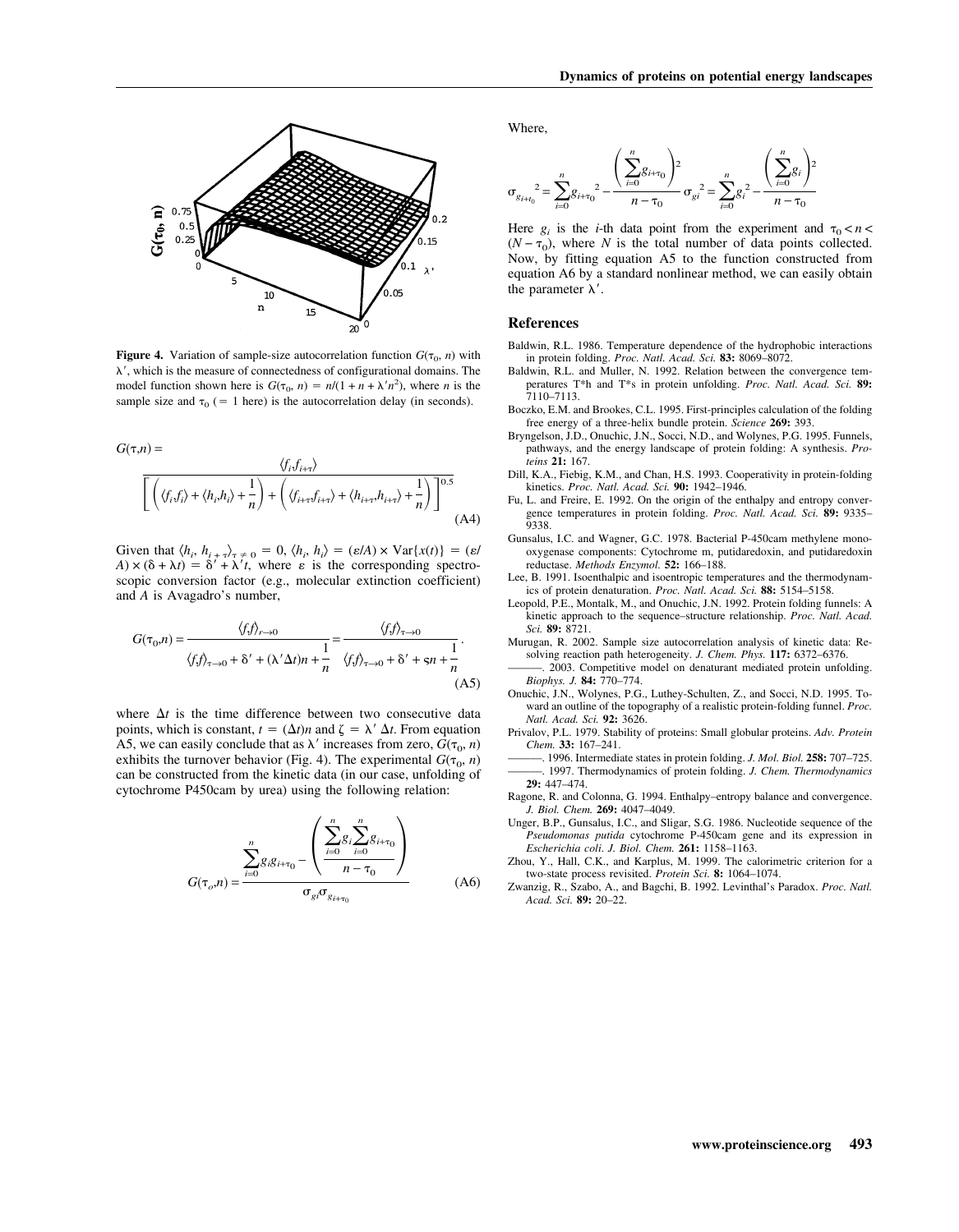G(τ₀, n)

0.75
0.5
0.25
0
0
5
10
n
15
20
0
0.05
0.1
λ'
0.15
0.2

**Figure 4.** Variation of sample-size autocorrelation function $G(\tau_0, n)$ with $\lambda'$, which is the measure of connectedness of configurational domains. The model function shown here is $G(\tau_0, n) = n/(1 + n + \lambda' n^2)$, where $n$ is the sample size and $\tau_0$ (= 1 here) is the autocorrelation delay (in seconds).

$$G(\tau,n) = \frac{\langle f_i f_{i+\tau}\rangle}{\left[\left(\langle f_i f_i\rangle + \langle h_i h_i\rangle + \frac{1}{n}\right) + \left(\langle f_{i+\tau} f_{i+\tau}\rangle + \langle h_{i+\tau} h_{i+\tau}\rangle + \frac{1}{n}\right)\right]^{0.5}} \quad \text{(A4)}$$

Given that $\langle h_i, h_{i+\tau}\rangle_{\tau \neq 0} = 0$, $\langle h_i, h_i\rangle = (\varepsilon/A) \times \mathrm{Var}\{x(t)\} = (\varepsilon/A) \times (\delta + \lambda t) = \delta' + \lambda' t$, where $\varepsilon$ is the corresponding spectroscopic conversion factor (e.g., molecular extinction coefficient) and $A$ is Avagadro's number,

$$G(\tau_0,n) = \frac{\langle f_i f\rangle_{r\to 0}}{\langle f_i f\rangle_{\tau\to 0} + \delta' + (\lambda'\Delta t)n + \frac{1}{n}} = \frac{\langle f_i f\rangle_{\tau\to 0}}{\langle f_i f\rangle_{\tau\to 0} + \delta' + \varsigma n + \frac{1}{n}}. \quad \text{(A5)}$$

where $\Delta t$ is the time difference between two consecutive data points, which is constant, $t = (\Delta t)n$ and $\zeta = \lambda' \Delta t$. From equation A5, we can easily conclude that as $\lambda'$ increases from zero, $G(\tau_0, n)$ exhibits the turnover behavior (Fig. 4). The experimental $G(\tau_0, n)$ can be constructed from the kinetic data (in our case, unfolding of cytochrome P450cam by urea) using the following relation:

$$G(\tau_o,n) = \frac{\sum_{i=0}^{n} g_i g_{i+\tau_0} - \left(\frac{\sum_{i=0}^{n} g_i \sum_{i=0}^{n} g_{i+\tau_0}}{n-\tau_0}\right)}{\sigma_{gi}\sigma_{g_{i+\tau_0}}} \quad \text{(A6)}$$

Where,

$$\sigma_{g_{i+\tau_0}}{}^2 = \sum_{i=0}^{n} g_{i+\tau_0}{}^2 - \frac{\left(\sum_{i=0}^{n} g_{i+\tau_0}\right)^2}{n-\tau_0} \quad \sigma_{gi}{}^2 = \sum_{i=0}^{n} g_i{}^2 - \frac{\left(\sum_{i=0}^{n} g_i\right)^2}{n-\tau_0}$$

Here $g_i$ is the $i$-th data point from the experiment and $\tau_0 < n < (N - \tau_0)$, where $N$ is the total number of data points collected. Now, by fitting equation A5 to the function constructed from equation A6 by a standard nonlinear method, we can easily obtain the parameter $\lambda'$.

## References

Baldwin, R.L. 1986. Temperature dependence of the hydrophobic interactions in protein folding. *Proc. Natl. Acad. Sci.* **83:** 8069–8072.

Baldwin, R.L. and Muller, N. 1992. Relation between the convergence temperatures T*h and T*s in protein unfolding. *Proc. Natl. Acad. Sci.* **89:** 7110–7113.

Boczko, E.M. and Brookes, C.L. 1995. First-principles calculation of the folding free energy of a three-helix bundle protein. *Science* **269:** 393.

Bryngelson, J.D., Onuchic, J.N., Socci, N.D., and Wolynes, P.G. 1995. Funnels, pathways, and the energy landscape of protein folding: A synthesis. *Proteins* **21:** 167.

Dill, K.A., Fiebig, K.M., and Chan, H.S. 1993. Cooperativity in protein-folding kinetics. *Proc. Natl. Acad. Sci.* **90:** 1942–1946.

Fu, L. and Freire, E. 1992. On the origin of the enthalpy and entropy convergence temperatures in protein folding. *Proc. Natl. Acad. Sci.* **89:** 9335–9338.

Gunsalus, I.C. and Wagner, G.C. 1978. Bacterial P-450cam methylene monooxygenase components: Cytochrome m, putidaredoxin, and putidaredoxin reductase. *Methods Enzymol.* **52:** 166–188.

Lee, B. 1991. Isoenthalpic and isoentropic temperatures and the thermodynamics of protein denaturation. *Proc. Natl. Acad. Sci.* **88:** 5154–5158.

Leopold, P.E., Montalk, M., and Onuchic, J.N. 1992. Protein folding funnels: A kinetic approach to the sequence–structure relationship. *Proc. Natl. Acad. Sci.* **89:** 8721.

Murugan, R. 2002. Sample size autocorrelation analysis of kinetic data: Resolving reaction path heterogeneity. *J. Chem. Phys.* **117:** 6372–6376.

———. 2003. Competitive model on denaturant mediated protein unfolding. *Biophys. J.* **84:** 770–774.

Onuchic, J.N., Wolynes, P.G., Luthey-Schulten, Z., and Socci, N.D. 1995. Toward an outline of the topography of a realistic protein-folding funnel. *Proc. Natl. Acad. Sci.* **92:** 3626.

Privalov, P.L. 1979. Stability of proteins: Small globular proteins. *Adv. Protein Chem.* **33:** 167–241.

———. 1996. Intermediate states in protein folding. *J. Mol. Biol.* **258:** 707–725.

———. 1997. Thermodynamics of protein folding. *J. Chem. Thermodynamics* **29:** 447–474.

Ragone, R. and Colonna, G. 1994. Enthalpy–entropy balance and convergence. *J. Biol. Chem.* **269:** 4047–4049.

Unger, B.P., Gunsalus, I.C., and Sligar, S.G. 1986. Nucleotide sequence of the *Pseudomonas putida* cytochrome P-450cam gene and its expression in *Escherichia coli*. *J. Biol. Chem.* **261:** 1158–1163.

Zhou, Y., Hall, C.K., and Karplus, M. 1999. The calorimetric criterion for a two-state process revisited. *Protein Sci.* **8:** 1064–1074.

Zwanzig, R., Szabo, A., and Bagchi, B. 1992. Levinthal's Paradox. *Proc. Natl. Acad. Sci.* **89:** 20–22.